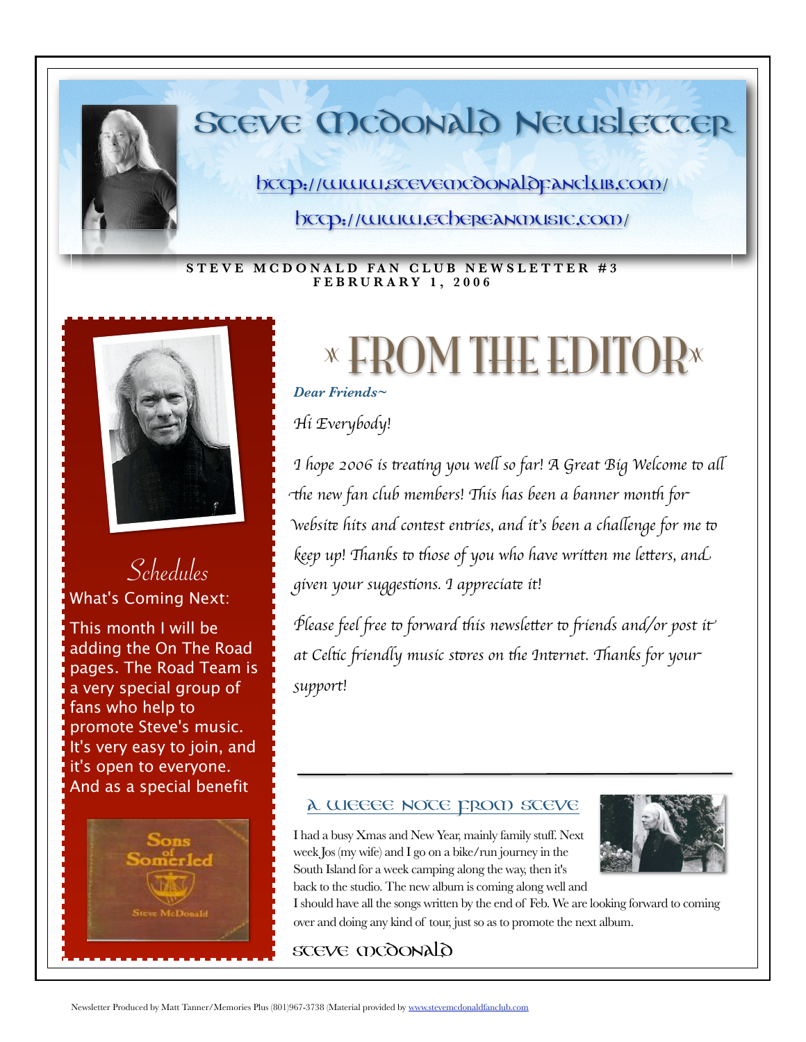# Steve McDonald Newsletter

http://www.stevemcdonaldfanclub.com/

http://www.ethereanmusic.com/

**STEVE MCDONALD FAN CLUB NEWSLETTER #3**
**FEBRURARY 1, 2006**

## Schedules

What's Coming Next:

This month I will be adding the On The Road pages. The Road Team is a very special group of fans who help to promote Steve's music. It's very easy to join, and it's open to everyone. And as a special benefit

## FROM THE EDITOR

***Dear Friends~***

*Hi Everybody!*

*I hope 2006 is treating you well so far! A Great Big Welcome to all the new fan club members! This has been a banner month for website hits and contest entries, and it's been a challenge for me to keep up! Thanks to those of you who have written me letters, and given your suggestions. I appreciate it!*

*Please feel free to forward this newsletter to friends and/or post it at Celtic friendly music stores on the Internet. Thanks for your support!*

---

### A Weeee Note From Steve

I had a busy Xmas and New Year, mainly family stuff. Next week Jos (my wife) and I go on a bike/run journey in the South Island for a week camping along the way, then it's back to the studio. The new album is coming along well and I should have all the songs written by the end of Feb. We are looking forward to coming over and doing any kind of tour, just so as to promote the next album.

STEVE MCDONALD

Newsletter Produced by Matt Tanner/Memories Plus (801)967-3738 (Material provided by www.stevemcdonaldfanclub.com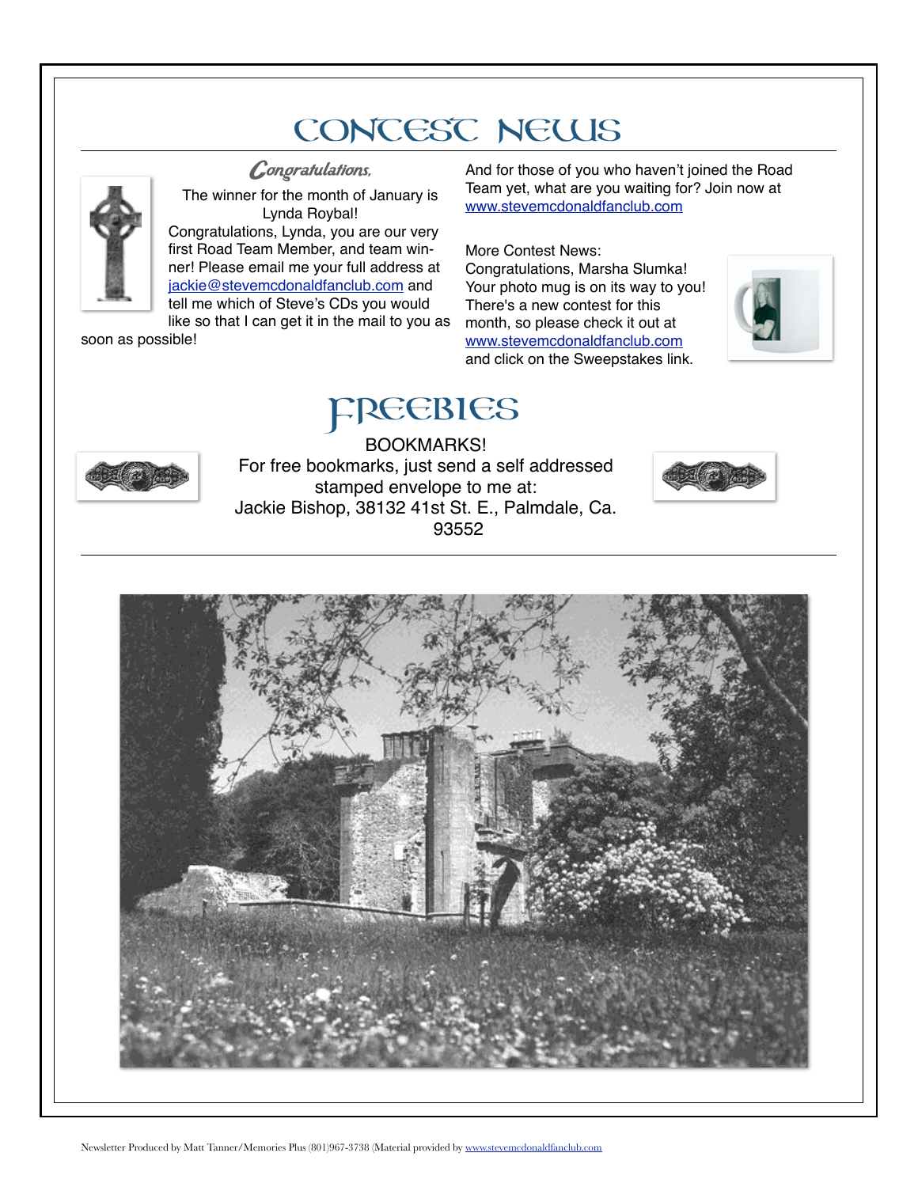# Contest News

*Congratulations,*

The winner for the month of January is Lynda Roybal!

Congratulations, Lynda, you are our very first Road Team Member, and team winner! Please email me your full address at jackie@stevemcdonaldfanclub.com and tell me which of Steve's CDs you would like so that I can get it in the mail to you as soon as possible!

And for those of you who haven't joined the Road Team yet, what are you waiting for? Join now at www.stevemcdonaldfanclub.com

More Contest News:
Congratulations, Marsha Slumka! Your photo mug is on its way to you! There's a new contest for this month, so please check it out at www.stevemcdonaldfanclub.com and click on the Sweepstakes link.

# Freebies

BOOKMARKS!

For free bookmarks, just send a self addressed stamped envelope to me at:
Jackie Bishop, 38132 41st St. E., Palmdale, Ca. 93552

Newsletter Produced by Matt Tanner/Memories Plus (801)967-3738 (Material provided by www.stevemcdonaldfanclub.com